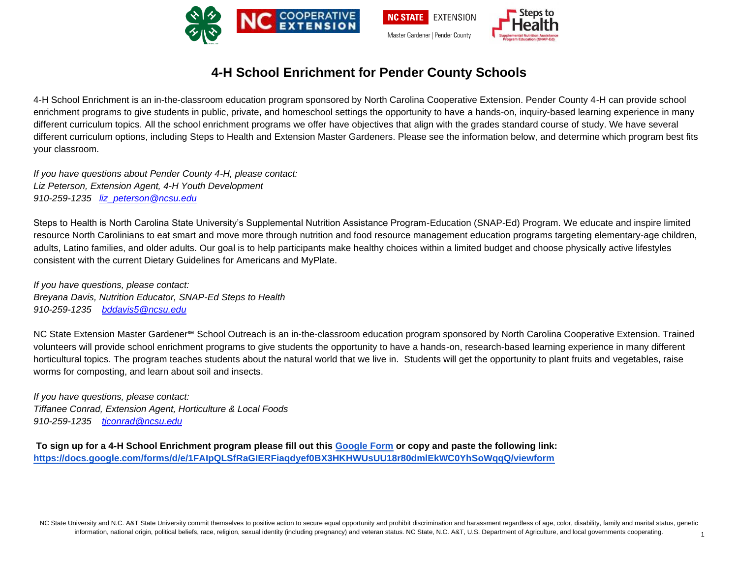# 4-H School Enrichment for Pender County Schools

4-H School Enrichment is an in-the-classroom education program sponsored by North Carolina Cooperative Extension. Pender County 4-H can provide school enrichment programs to give students in public, private, and homeschool settings the opportunity to have a hands-on, inquiry-based learning experience in many different curriculum topics. All the school enrichment programs we offer have objectives that align with the grades standard course of study. We have several different curriculum options, including Steps to Health and Extension Master Gardeners. Please see the information below, and determine which program best fits your classroom.

*If you have questions about Pender County 4-H, please contact:*
*Liz Peterson, Extension Agent, 4-H Youth Development*
*910-259-1235 [liz_peterson@ncsu.edu](mailto:liz_peterson@ncsu.edu)*

Steps to Health is North Carolina State University's Supplemental Nutrition Assistance Program-Education (SNAP-Ed) Program. We educate and inspire limited resource North Carolinians to eat smart and move more through nutrition and food resource management education programs targeting elementary-age children, adults, Latino families, and older adults. Our goal is to help participants make healthy choices within a limited budget and choose physically active lifestyles consistent with the current Dietary Guidelines for Americans and MyPlate.

*If you have questions, please contact:*
*Breyana Davis, Nutrition Educator, SNAP-Ed Steps to Health*
*910-259-1235 [bddavis5@ncsu.edu](mailto:bddavis5@ncsu.edu)*

NC State Extension Master Gardener℠ School Outreach is an in-the-classroom education program sponsored by North Carolina Cooperative Extension. Trained volunteers will provide school enrichment programs to give students the opportunity to have a hands-on, research-based learning experience in many different horticultural topics. The program teaches students about the natural world that we live in. Students will get the opportunity to plant fruits and vegetables, raise worms for composting, and learn about soil and insects.

*If you have questions, please contact:*
*Tiffanee Conrad, Extension Agent, Horticulture & Local Foods*
*910-259-1235 [tjconrad@ncsu.edu](mailto:tjconrad@ncsu.edu)*

**To sign up for a 4-H School Enrichment program please fill out this [Google Form](https://docs.google.com/forms/d/e/1FAIpQLSfRaGIERFiaqdyef0BX3HKHWUsUU18r80dmIEkWC0YhSoWqqQ/viewform) or copy and paste the following link: [https://docs.google.com/forms/d/e/1FAIpQLSfRaGIERFiaqdyef0BX3HKHWUsUU18r80dmIEkWC0YhSoWqqQ/viewform](https://docs.google.com/forms/d/e/1FAIpQLSfRaGIERFiaqdyef0BX3HKHWUsUU18r80dmIEkWC0YhSoWqqQ/viewform)**

NC State University and N.C. A&T State University commit themselves to positive action to secure equal opportunity and prohibit discrimination and harassment regardless of age, color, disability, family and marital status, genetic information, national origin, political beliefs, race, religion, sexual identity (including pregnancy) and veteran status. NC State, N.C. A&T, U.S. Department of Agriculture, and local governments cooperating.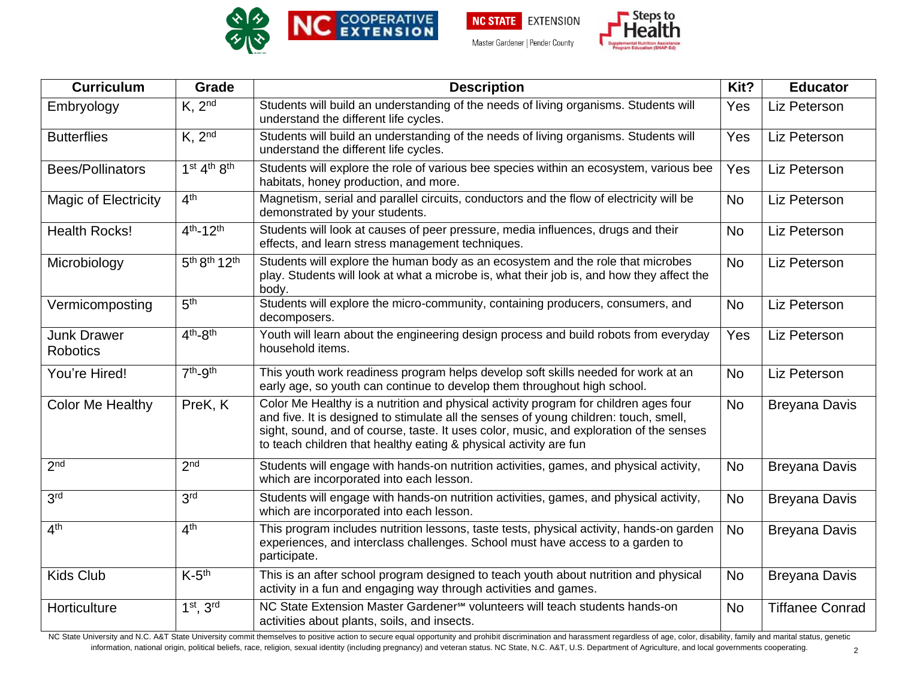| Curriculum | Grade | Description | Kit? | Educator |
|---|---|---|---|---|
| Embryology | K, 2nd | Students will build an understanding of the needs of living organisms. Students will understand the different life cycles. | Yes | Liz Peterson |
| Butterflies | K, 2nd | Students will build an understanding of the needs of living organisms. Students will understand the different life cycles. | Yes | Liz Peterson |
| Bees/Pollinators | 1st 4th 8th | Students will explore the role of various bee species within an ecosystem, various bee habitats, honey production, and more. | Yes | Liz Peterson |
| Magic of Electricity | 4th | Magnetism, serial and parallel circuits, conductors and the flow of electricity will be demonstrated by your students. | No | Liz Peterson |
| Health Rocks! | 4th-12th | Students will look at causes of peer pressure, media influences, drugs and their effects, and learn stress management techniques. | No | Liz Peterson |
| Microbiology | 5th 8th 12th | Students will explore the human body as an ecosystem and the role that microbes play. Students will look at what a microbe is, what their job is, and how they affect the body. | No | Liz Peterson |
| Vermicomposting | 5th | Students will explore the micro-community, containing producers, consumers, and decomposers. | No | Liz Peterson |
| Junk Drawer Robotics | 4th-8th | Youth will learn about the engineering design process and build robots from everyday household items. | Yes | Liz Peterson |
| You're Hired! | 7th-9th | This youth work readiness program helps develop soft skills needed for work at an early age, so youth can continue to develop them throughout high school. | No | Liz Peterson |
| Color Me Healthy | PreK, K | Color Me Healthy is a nutrition and physical activity program for children ages four and five. It is designed to stimulate all the senses of young children: touch, smell, sight, sound, and of course, taste. It uses color, music, and exploration of the senses to teach children that healthy eating & physical activity are fun | No | Breyana Davis |
| 2nd | 2nd | Students will engage with hands-on nutrition activities, games, and physical activity, which are incorporated into each lesson. | No | Breyana Davis |
| 3rd | 3rd | Students will engage with hands-on nutrition activities, games, and physical activity, which are incorporated into each lesson. | No | Breyana Davis |
| 4th | 4th | This program includes nutrition lessons, taste tests, physical activity, hands-on garden experiences, and interclass challenges. School must have access to a garden to participate. | No | Breyana Davis |
| Kids Club | K-5th | This is an after school program designed to teach youth about nutrition and physical activity in a fun and engaging way through activities and games. | No | Breyana Davis |
| Horticulture | 1st, 3rd | NC State Extension Master Gardener℠ volunteers will teach students hands-on activities about plants, soils, and insects. | No | Tiffanee Conrad |

NC State University and N.C. A&T State University commit themselves to positive action to secure equal opportunity and prohibit discrimination and harassment regardless of age, color, disability, family and marital status, genetic information, national origin, political beliefs, race, religion, sexual identity (including pregnancy) and veteran status. NC State, N.C. A&T, U.S. Department of Agriculture, and local governments cooperating.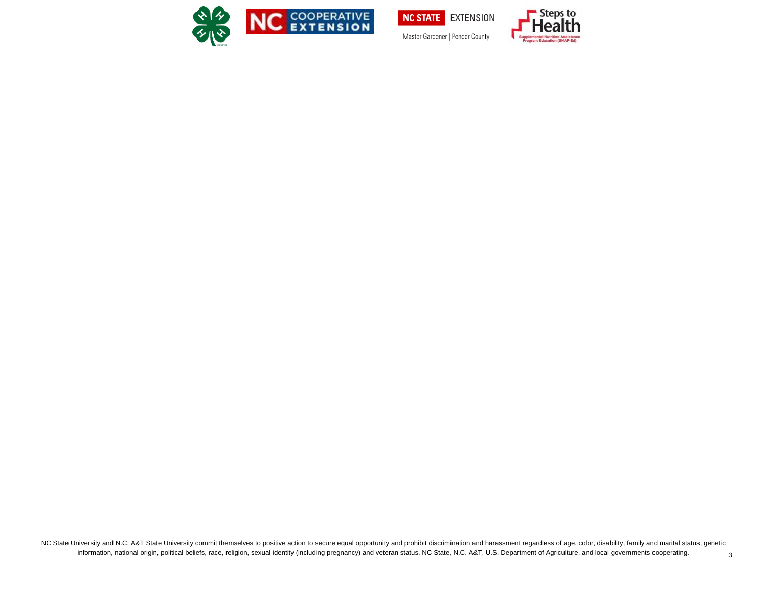NC State University and N.C. A&T State University commit themselves to positive action to secure equal opportunity and prohibit discrimination and harassment regardless of age, color, disability, family and marital status, genetic information, national origin, political beliefs, race, religion, sexual identity (including pregnancy) and veteran status. NC State, N.C. A&T, U.S. Department of Agriculture, and local governments cooperating.